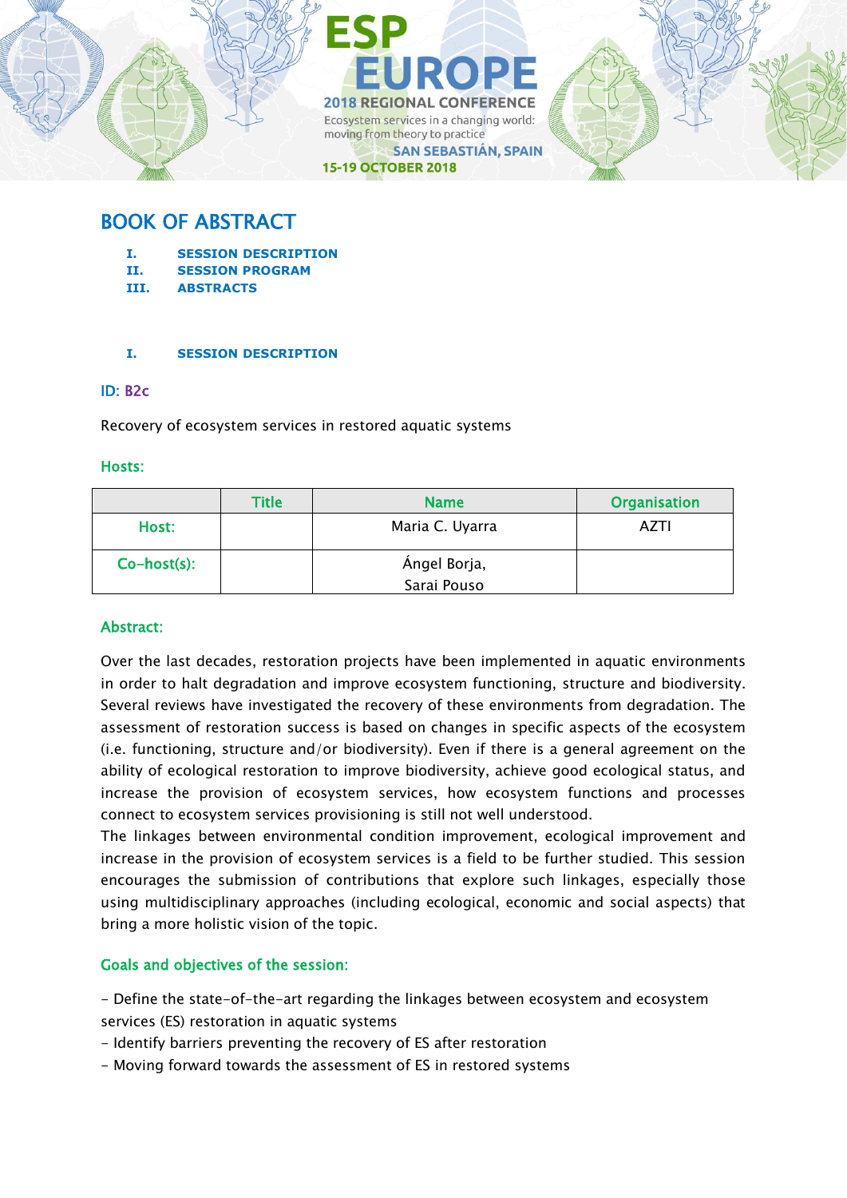ESP EUROPE

2018 REGIONAL CONFERENCE

Ecosystem services in a changing world: moving from theory to practice

SAN SEBASTIÁN, SPAIN

15-19 OCTOBER 2018

# BOOK OF ABSTRACT

**I. SESSION DESCRIPTION**
**II. SESSION PROGRAM**
**III. ABSTRACTS**

## I. SESSION DESCRIPTION

### ID: B2c

Recovery of ecosystem services in restored aquatic systems

### Hosts:

| | Title | Name | Organisation |
|---|---|---|---|
| Host: | | Maria C. Uyarra | AZTI |
| Co-host(s): | | Ángel Borja, Sarai Pouso | |

### Abstract:

Over the last decades, restoration projects have been implemented in aquatic environments in order to halt degradation and improve ecosystem functioning, structure and biodiversity. Several reviews have investigated the recovery of these environments from degradation. The assessment of restoration success is based on changes in specific aspects of the ecosystem (i.e. functioning, structure and/or biodiversity). Even if there is a general agreement on the ability of ecological restoration to improve biodiversity, achieve good ecological status, and increase the provision of ecosystem services, how ecosystem functions and processes connect to ecosystem services provisioning is still not well understood.
The linkages between environmental condition improvement, ecological improvement and increase in the provision of ecosystem services is a field to be further studied. This session encourages the submission of contributions that explore such linkages, especially those using multidisciplinary approaches (including ecological, economic and social aspects) that bring a more holistic vision of the topic.

### Goals and objectives of the session:

- Define the state-of-the-art regarding the linkages between ecosystem and ecosystem services (ES) restoration in aquatic systems
- Identify barriers preventing the recovery of ES after restoration
- Moving forward towards the assessment of ES in restored systems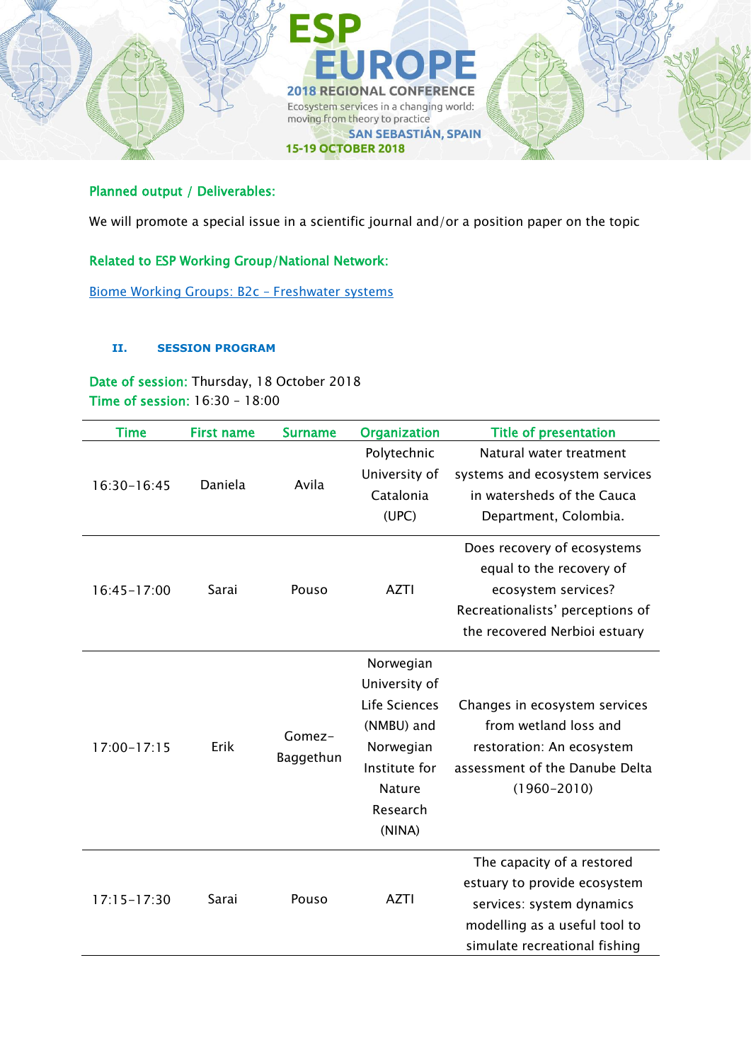**Planned output / Deliverables:**

We will promote a special issue in a scientific journal and/or a position paper on the topic

**Related to ESP Working Group/National Network:**

[Biome Working Groups: B2c – Freshwater systems]

## II. SESSION PROGRAM

**Date of session:** Thursday, 18 October 2018
**Time of session:** 16:30 – 18:00

| Time | First name | Surname | Organization | Title of presentation |
|---|---|---|---|---|
| 16:30-16:45 | Daniela | Avila | Polytechnic University of Catalonia (UPC) | Natural water treatment systems and ecosystem services in watersheds of the Cauca Department, Colombia. |
| 16:45-17:00 | Sarai | Pouso | AZTI | Does recovery of ecosystems equal to the recovery of ecosystem services? Recreationalists' perceptions of the recovered Nerbioi estuary |
| 17:00-17:15 | Erik | Gomez-Baggethun | Norwegian University of Life Sciences (NMBU) and Norwegian Institute for Nature Research (NINA) | Changes in ecosystem services from wetland loss and restoration: An ecosystem assessment of the Danube Delta (1960-2010) |
| 17:15-17:30 | Sarai | Pouso | AZTI | The capacity of a restored estuary to provide ecosystem services: system dynamics modelling as a useful tool to simulate recreational fishing |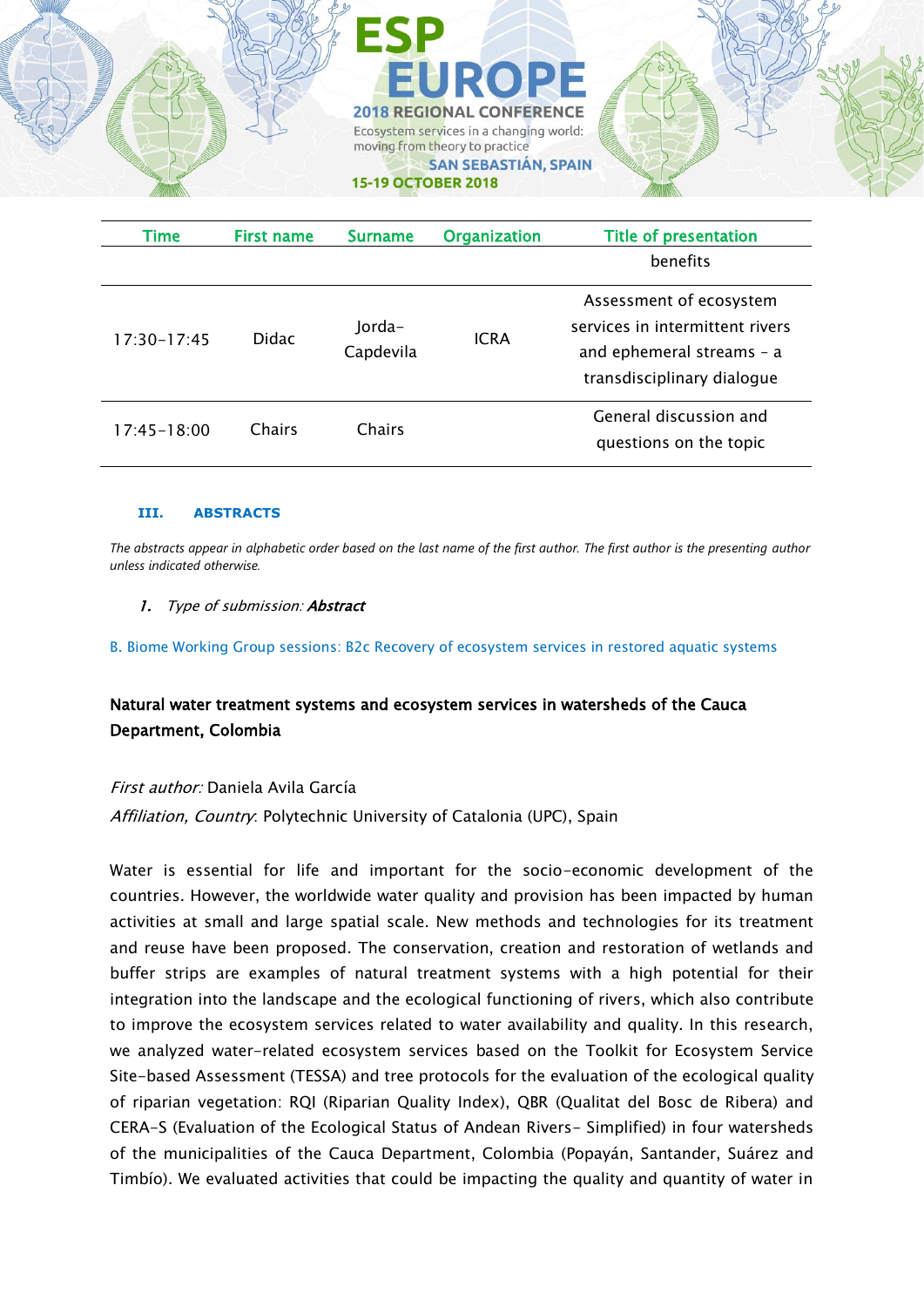| Time | First name | Surname | Organization | Title of presentation |
|---|---|---|---|---|
| | | | | benefits |
| 17:30-17:45 | Didac | Jorda-Capdevila | ICRA | Assessment of ecosystem services in intermittent rivers and ephemeral streams - a transdisciplinary dialogue |
| 17:45-18:00 | Chairs | Chairs | | General discussion and questions on the topic |

## III. ABSTRACTS

*The abstracts appear in alphabetic order based on the last name of the first author. The first author is the presenting author unless indicated otherwise.*

1. *Type of submission:* ***Abstract***

B. Biome Working Group sessions: B2c Recovery of ecosystem services in restored aquatic systems

### Natural water treatment systems and ecosystem services in watersheds of the Cauca Department, Colombia

*First author:* Daniela Avila García
*Affiliation, Country*: Polytechnic University of Catalonia (UPC), Spain

Water is essential for life and important for the socio-economic development of the countries. However, the worldwide water quality and provision has been impacted by human activities at small and large spatial scale. New methods and technologies for its treatment and reuse have been proposed. The conservation, creation and restoration of wetlands and buffer strips are examples of natural treatment systems with a high potential for their integration into the landscape and the ecological functioning of rivers, which also contribute to improve the ecosystem services related to water availability and quality. In this research, we analyzed water-related ecosystem services based on the Toolkit for Ecosystem Service Site-based Assessment (TESSA) and tree protocols for the evaluation of the ecological quality of riparian vegetation: RQI (Riparian Quality Index), QBR (Qualitat del Bosc de Ribera) and CERA-S (Evaluation of the Ecological Status of Andean Rivers- Simplified) in four watersheds of the municipalities of the Cauca Department, Colombia (Popayán, Santander, Suárez and Timbío). We evaluated activities that could be impacting the quality and quantity of water in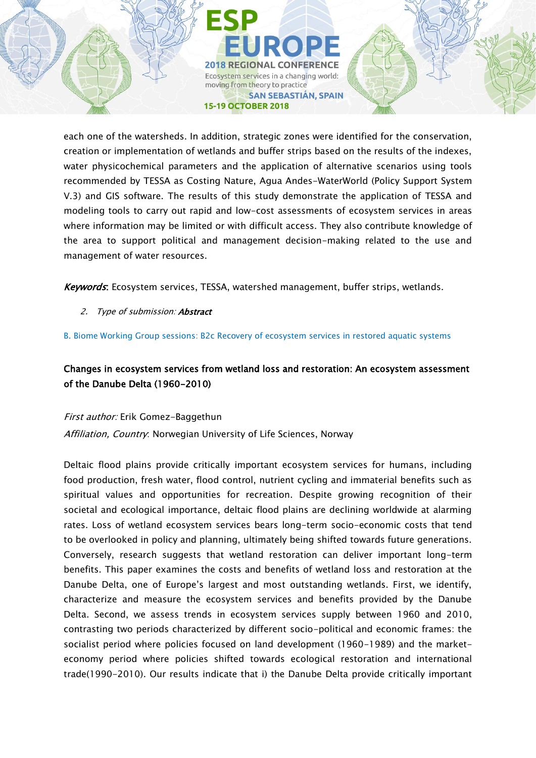each one of the watersheds. In addition, strategic zones were identified for the conservation, creation or implementation of wetlands and buffer strips based on the results of the indexes, water physicochemical parameters and the application of alternative scenarios using tools recommended by TESSA as Costing Nature, Agua Andes-WaterWorld (Policy Support System V.3) and GIS software. The results of this study demonstrate the application of TESSA and modeling tools to carry out rapid and low-cost assessments of ecosystem services in areas where information may be limited or with difficult access. They also contribute knowledge of the area to support political and management decision-making related to the use and management of water resources.

***Keywords***: Ecosystem services, TESSA, watershed management, buffer strips, wetlands.

2. *Type of submission:* ***Abstract***

B. Biome Working Group sessions: B2c Recovery of ecosystem services in restored aquatic systems

## Changes in ecosystem services from wetland loss and restoration: An ecosystem assessment of the Danube Delta (1960-2010)

*First author:* Erik Gomez-Baggethun

*Affiliation, Country*: Norwegian University of Life Sciences, Norway

Deltaic flood plains provide critically important ecosystem services for humans, including food production, fresh water, flood control, nutrient cycling and immaterial benefits such as spiritual values and opportunities for recreation. Despite growing recognition of their societal and ecological importance, deltaic flood plains are declining worldwide at alarming rates. Loss of wetland ecosystem services bears long-term socio-economic costs that tend to be overlooked in policy and planning, ultimately being shifted towards future generations. Conversely, research suggests that wetland restoration can deliver important long-term benefits. This paper examines the costs and benefits of wetland loss and restoration at the Danube Delta, one of Europe's largest and most outstanding wetlands. First, we identify, characterize and measure the ecosystem services and benefits provided by the Danube Delta. Second, we assess trends in ecosystem services supply between 1960 and 2010, contrasting two periods characterized by different socio-political and economic frames: the socialist period where policies focused on land development (1960-1989) and the market-economy period where policies shifted towards ecological restoration and international trade(1990-2010). Our results indicate that i) the Danube Delta provide critically important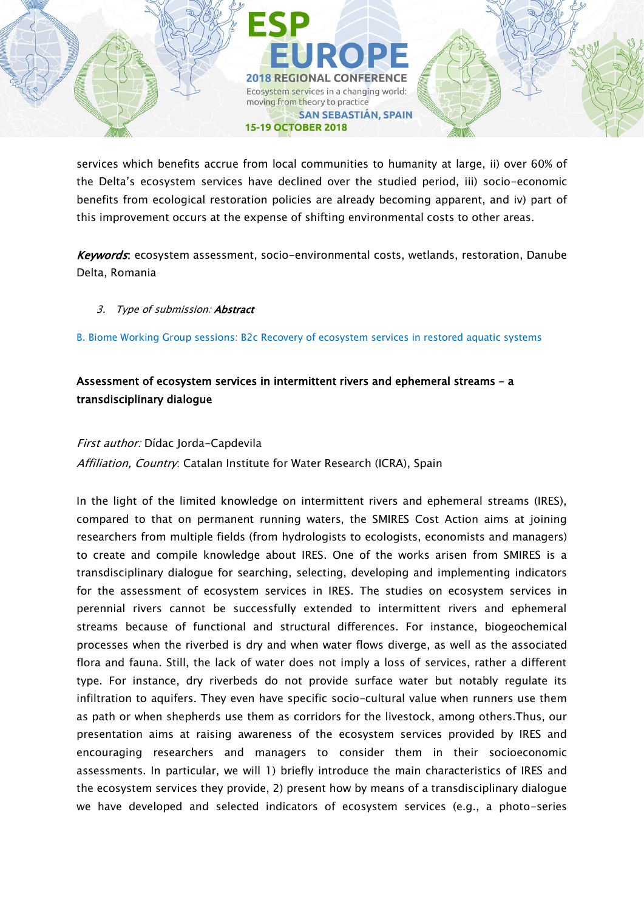services which benefits accrue from local communities to humanity at large, ii) over 60% of the Delta's ecosystem services have declined over the studied period, iii) socio-economic benefits from ecological restoration policies are already becoming apparent, and iv) part of this improvement occurs at the expense of shifting environmental costs to other areas.

***Keywords***: ecosystem assessment, socio-environmental costs, wetlands, restoration, Danube Delta, Romania

3. *Type of submission:* ***Abstract***

B. Biome Working Group sessions: B2c Recovery of ecosystem services in restored aquatic systems

## Assessment of ecosystem services in intermittent rivers and ephemeral streams – a transdisciplinary dialogue

*First author:* Dídac Jorda-Capdevila

*Affiliation, Country*: Catalan Institute for Water Research (ICRA), Spain

In the light of the limited knowledge on intermittent rivers and ephemeral streams (IRES), compared to that on permanent running waters, the SMIRES Cost Action aims at joining researchers from multiple fields (from hydrologists to ecologists, economists and managers) to create and compile knowledge about IRES. One of the works arisen from SMIRES is a transdisciplinary dialogue for searching, selecting, developing and implementing indicators for the assessment of ecosystem services in IRES. The studies on ecosystem services in perennial rivers cannot be successfully extended to intermittent rivers and ephemeral streams because of functional and structural differences. For instance, biogeochemical processes when the riverbed is dry and when water flows diverge, as well as the associated flora and fauna. Still, the lack of water does not imply a loss of services, rather a different type. For instance, dry riverbeds do not provide surface water but notably regulate its infiltration to aquifers. They even have specific socio-cultural value when runners use them as path or when shepherds use them as corridors for the livestock, among others.Thus, our presentation aims at raising awareness of the ecosystem services provided by IRES and encouraging researchers and managers to consider them in their socioeconomic assessments. In particular, we will 1) briefly introduce the main characteristics of IRES and the ecosystem services they provide, 2) present how by means of a transdisciplinary dialogue we have developed and selected indicators of ecosystem services (e.g., a photo-series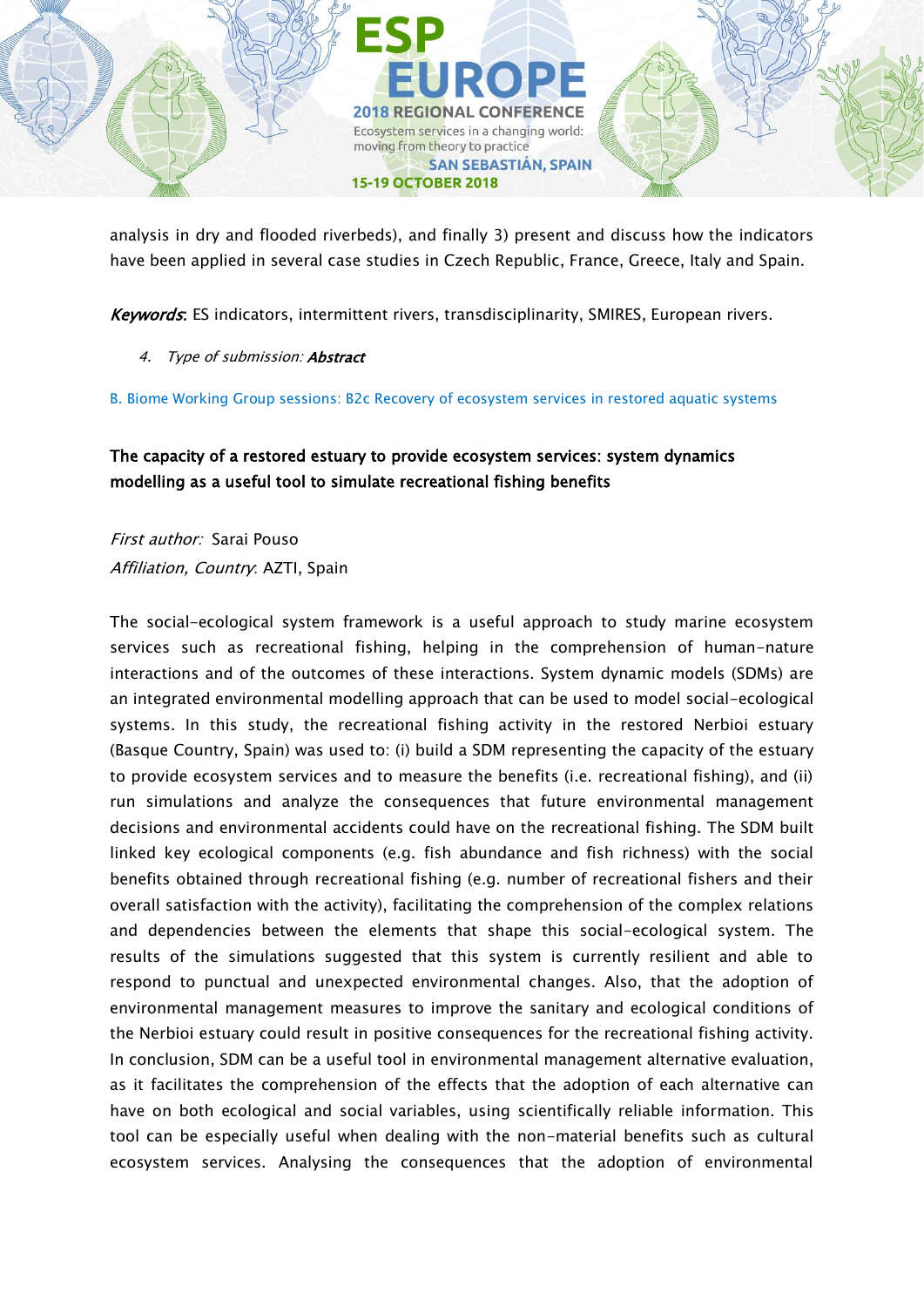analysis in dry and flooded riverbeds), and finally 3) present and discuss how the indicators have been applied in several case studies in Czech Republic, France, Greece, Italy and Spain.

***Keywords***: ES indicators, intermittent rivers, transdisciplinarity, SMIRES, European rivers.

4. *Type of submission:* ***Abstract***

B. Biome Working Group sessions: B2c Recovery of ecosystem services in restored aquatic systems

**The capacity of a restored estuary to provide ecosystem services: system dynamics modelling as a useful tool to simulate recreational fishing benefits**

*First author:* Sarai Pouso

*Affiliation, Country*: AZTI, Spain

The social-ecological system framework is a useful approach to study marine ecosystem services such as recreational fishing, helping in the comprehension of human-nature interactions and of the outcomes of these interactions. System dynamic models (SDMs) are an integrated environmental modelling approach that can be used to model social-ecological systems. In this study, the recreational fishing activity in the restored Nerbioi estuary (Basque Country, Spain) was used to: (i) build a SDM representing the capacity of the estuary to provide ecosystem services and to measure the benefits (i.e. recreational fishing), and (ii) run simulations and analyze the consequences that future environmental management decisions and environmental accidents could have on the recreational fishing. The SDM built linked key ecological components (e.g. fish abundance and fish richness) with the social benefits obtained through recreational fishing (e.g. number of recreational fishers and their overall satisfaction with the activity), facilitating the comprehension of the complex relations and dependencies between the elements that shape this social-ecological system. The results of the simulations suggested that this system is currently resilient and able to respond to punctual and unexpected environmental changes. Also, that the adoption of environmental management measures to improve the sanitary and ecological conditions of the Nerbioi estuary could result in positive consequences for the recreational fishing activity. In conclusion, SDM can be a useful tool in environmental management alternative evaluation, as it facilitates the comprehension of the effects that the adoption of each alternative can have on both ecological and social variables, using scientifically reliable information. This tool can be especially useful when dealing with the non-material benefits such as cultural ecosystem services. Analysing the consequences that the adoption of environmental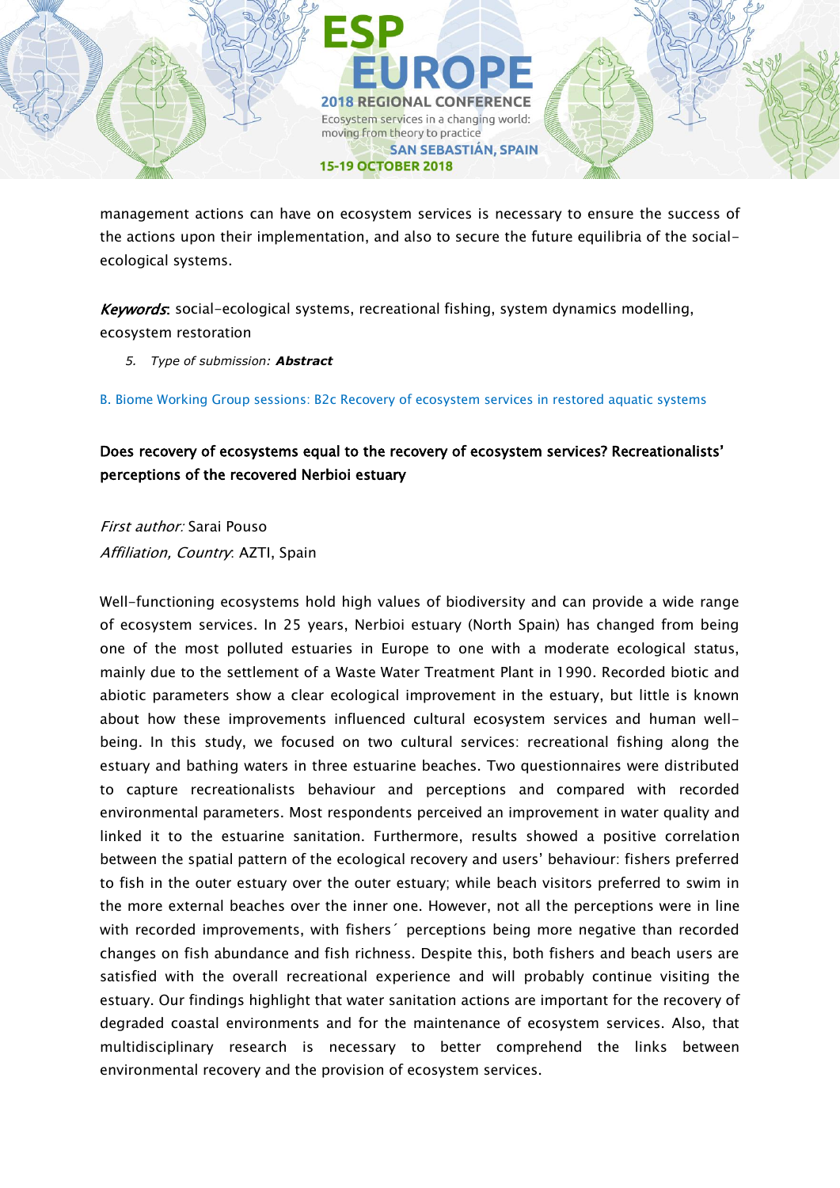management actions can have on ecosystem services is necessary to ensure the success of the actions upon their implementation, and also to secure the future equilibria of the social-ecological systems.

***Keywords*:** social-ecological systems, recreational fishing, system dynamics modelling, ecosystem restoration

5. *Type of submission:* ***Abstract***

B. Biome Working Group sessions: B2c Recovery of ecosystem services in restored aquatic systems

**Does recovery of ecosystems equal to the recovery of ecosystem services? Recreationalists' perceptions of the recovered Nerbioi estuary**

*First author:* Sarai Pouso

*Affiliation, Country*: AZTI, Spain

Well-functioning ecosystems hold high values of biodiversity and can provide a wide range of ecosystem services. In 25 years, Nerbioi estuary (North Spain) has changed from being one of the most polluted estuaries in Europe to one with a moderate ecological status, mainly due to the settlement of a Waste Water Treatment Plant in 1990. Recorded biotic and abiotic parameters show a clear ecological improvement in the estuary, but little is known about how these improvements influenced cultural ecosystem services and human well-being. In this study, we focused on two cultural services: recreational fishing along the estuary and bathing waters in three estuarine beaches. Two questionnaires were distributed to capture recreationalists behaviour and perceptions and compared with recorded environmental parameters. Most respondents perceived an improvement in water quality and linked it to the estuarine sanitation. Furthermore, results showed a positive correlation between the spatial pattern of the ecological recovery and users' behaviour: fishers preferred to fish in the outer estuary over the outer estuary; while beach visitors preferred to swim in the more external beaches over the inner one. However, not all the perceptions were in line with recorded improvements, with fishers´ perceptions being more negative than recorded changes on fish abundance and fish richness. Despite this, both fishers and beach users are satisfied with the overall recreational experience and will probably continue visiting the estuary. Our findings highlight that water sanitation actions are important for the recovery of degraded coastal environments and for the maintenance of ecosystem services. Also, that multidisciplinary research is necessary to better comprehend the links between environmental recovery and the provision of ecosystem services.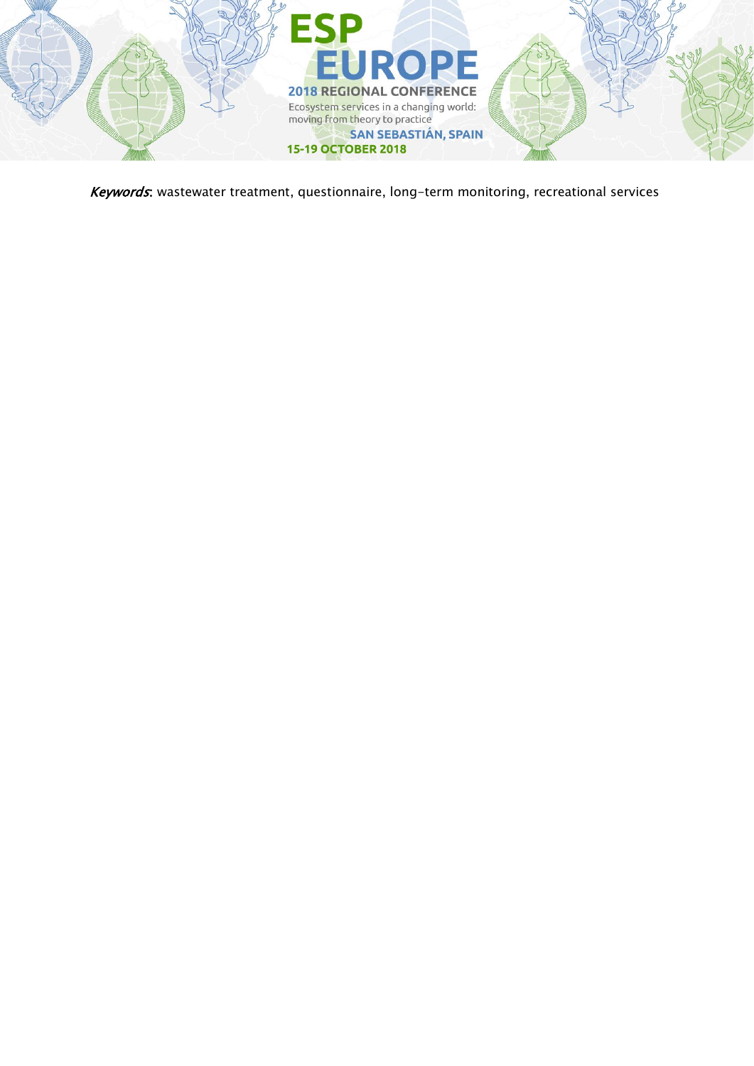*Keywords*: wastewater treatment, questionnaire, long-term monitoring, recreational services